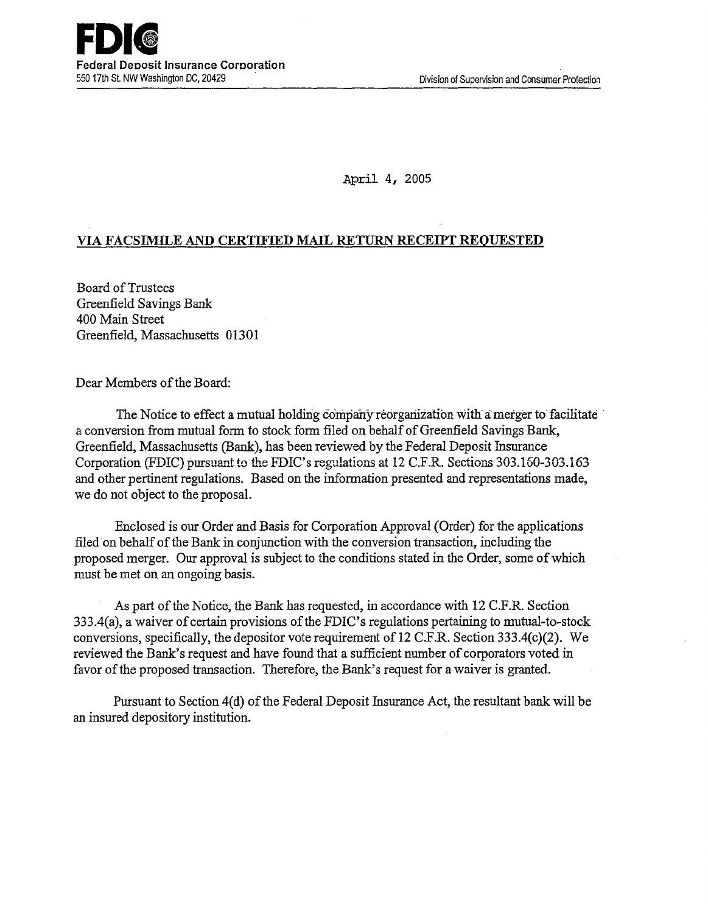**FDIC**
**Federal Deposit Insurance Corporation**
550 17th St. NW Washington DC, 20429

Division of Supervision and Consumer Protection

April 4, 2005

**VIA FACSIMILE AND CERTIFIED MAIL RETURN RECEIPT REQUESTED**

Board of Trustees
Greenfield Savings Bank
400 Main Street
Greenfield, Massachusetts 01301

Dear Members of the Board:

The Notice to effect a mutual holding company reorganization with a merger to facilitate a conversion from mutual form to stock form filed on behalf of Greenfield Savings Bank, Greenfield, Massachusetts (Bank), has been reviewed by the Federal Deposit Insurance Corporation (FDIC) pursuant to the FDIC's regulations at 12 C.F.R. Sections 303.160-303.163 and other pertinent regulations. Based on the information presented and representations made, we do not object to the proposal.

Enclosed is our Order and Basis for Corporation Approval (Order) for the applications filed on behalf of the Bank in conjunction with the conversion transaction, including the proposed merger. Our approval is subject to the conditions stated in the Order, some of which must be met on an ongoing basis.

As part of the Notice, the Bank has requested, in accordance with 12 C.F.R. Section 333.4(a), a waiver of certain provisions of the FDIC's regulations pertaining to mutual-to-stock conversions, specifically, the depositor vote requirement of 12 C.F.R. Section 333.4(c)(2). We reviewed the Bank's request and have found that a sufficient number of corporators voted in favor of the proposed transaction. Therefore, the Bank's request for a waiver is granted.

Pursuant to Section 4(d) of the Federal Deposit Insurance Act, the resultant bank will be an insured depository institution.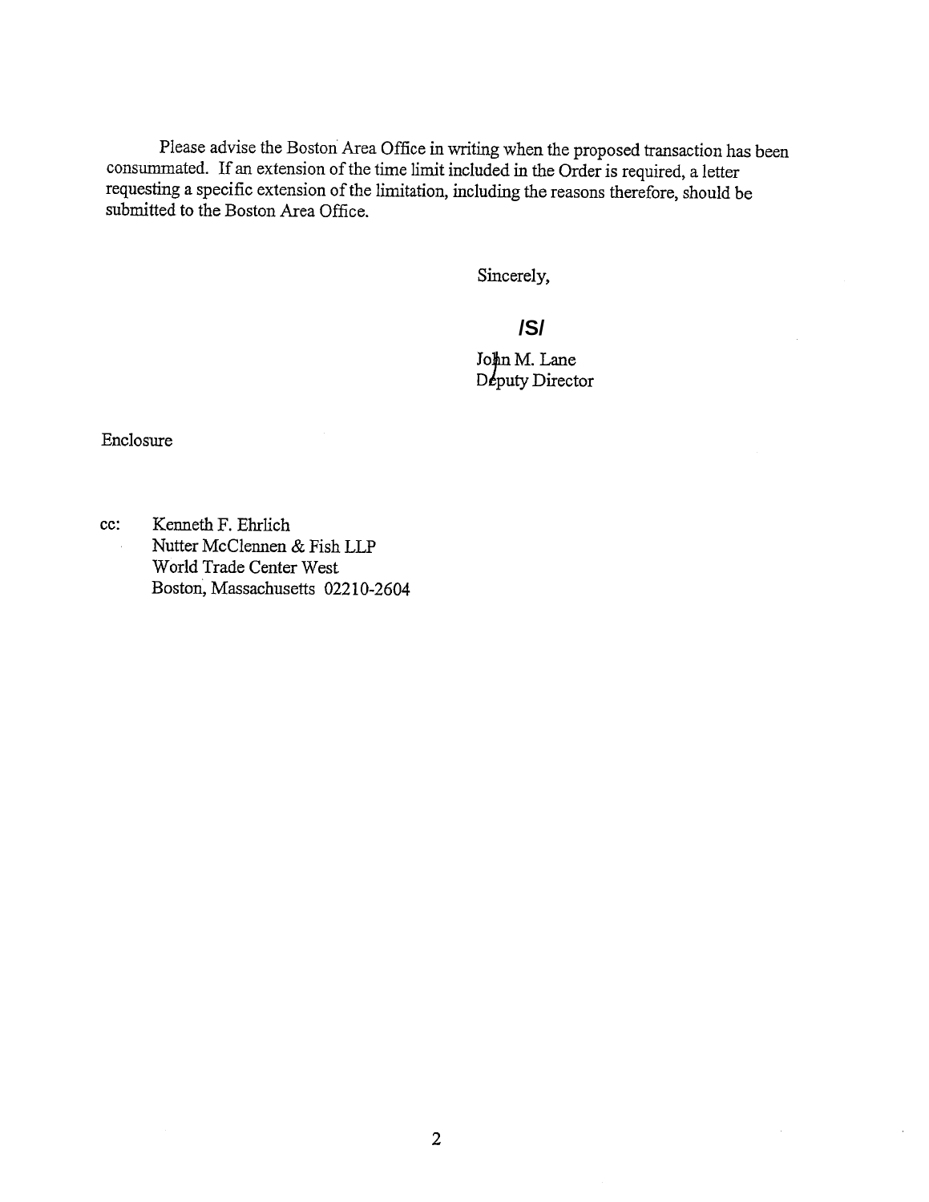Please advise the Boston Area Office in writing when the proposed transaction has been consummated. If an extension of the time limit included in the Order is required, a letter requesting a specific extension of the limitation, including the reasons therefore, should be submitted to the Boston Area Office.

Sincerely,

**/S/**

John M. Lane
Deputy Director

Enclosure

cc: Kenneth F. Ehrlich
Nutter McClennen & Fish LLP
World Trade Center West
Boston, Massachusetts 02210-2604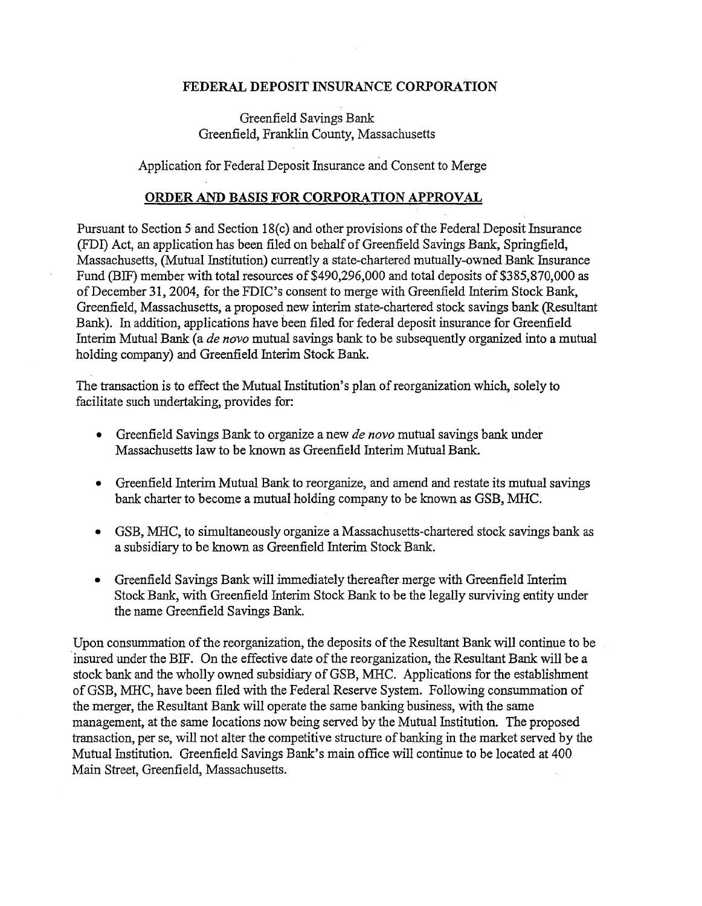**FEDERAL DEPOSIT INSURANCE CORPORATION**

Greenfield Savings Bank
Greenfield, Franklin County, Massachusetts

Application for Federal Deposit Insurance and Consent to Merge

**ORDER AND BASIS FOR CORPORATION APPROVAL**

Pursuant to Section 5 and Section 18(c) and other provisions of the Federal Deposit Insurance (FDI) Act, an application has been filed on behalf of Greenfield Savings Bank, Springfield, Massachusetts, (Mutual Institution) currently a state-chartered mutually-owned Bank Insurance Fund (BIF) member with total resources of $490,296,000 and total deposits of $385,870,000 as of December 31, 2004, for the FDIC's consent to merge with Greenfield Interim Stock Bank, Greenfield, Massachusetts, a proposed new interim state-chartered stock savings bank (Resultant Bank). In addition, applications have been filed for federal deposit insurance for Greenfield Interim Mutual Bank (a *de novo* mutual savings bank to be subsequently organized into a mutual holding company) and Greenfield Interim Stock Bank.

The transaction is to effect the Mutual Institution's plan of reorganization which, solely to facilitate such undertaking, provides for:

- Greenfield Savings Bank to organize a new *de novo* mutual savings bank under Massachusetts law to be known as Greenfield Interim Mutual Bank.
- Greenfield Interim Mutual Bank to reorganize, and amend and restate its mutual savings bank charter to become a mutual holding company to be known as GSB, MHC.
- GSB, MHC, to simultaneously organize a Massachusetts-chartered stock savings bank as a subsidiary to be known as Greenfield Interim Stock Bank.
- Greenfield Savings Bank will immediately thereafter merge with Greenfield Interim Stock Bank, with Greenfield Interim Stock Bank to be the legally surviving entity under the name Greenfield Savings Bank.

Upon consummation of the reorganization, the deposits of the Resultant Bank will continue to be insured under the BIF. On the effective date of the reorganization, the Resultant Bank will be a stock bank and the wholly owned subsidiary of GSB, MHC. Applications for the establishment of GSB, MHC, have been filed with the Federal Reserve System. Following consummation of the merger, the Resultant Bank will operate the same banking business, with the same management, at the same locations now being served by the Mutual Institution. The proposed transaction, per se, will not alter the competitive structure of banking in the market served by the Mutual Institution. Greenfield Savings Bank's main office will continue to be located at 400 Main Street, Greenfield, Massachusetts.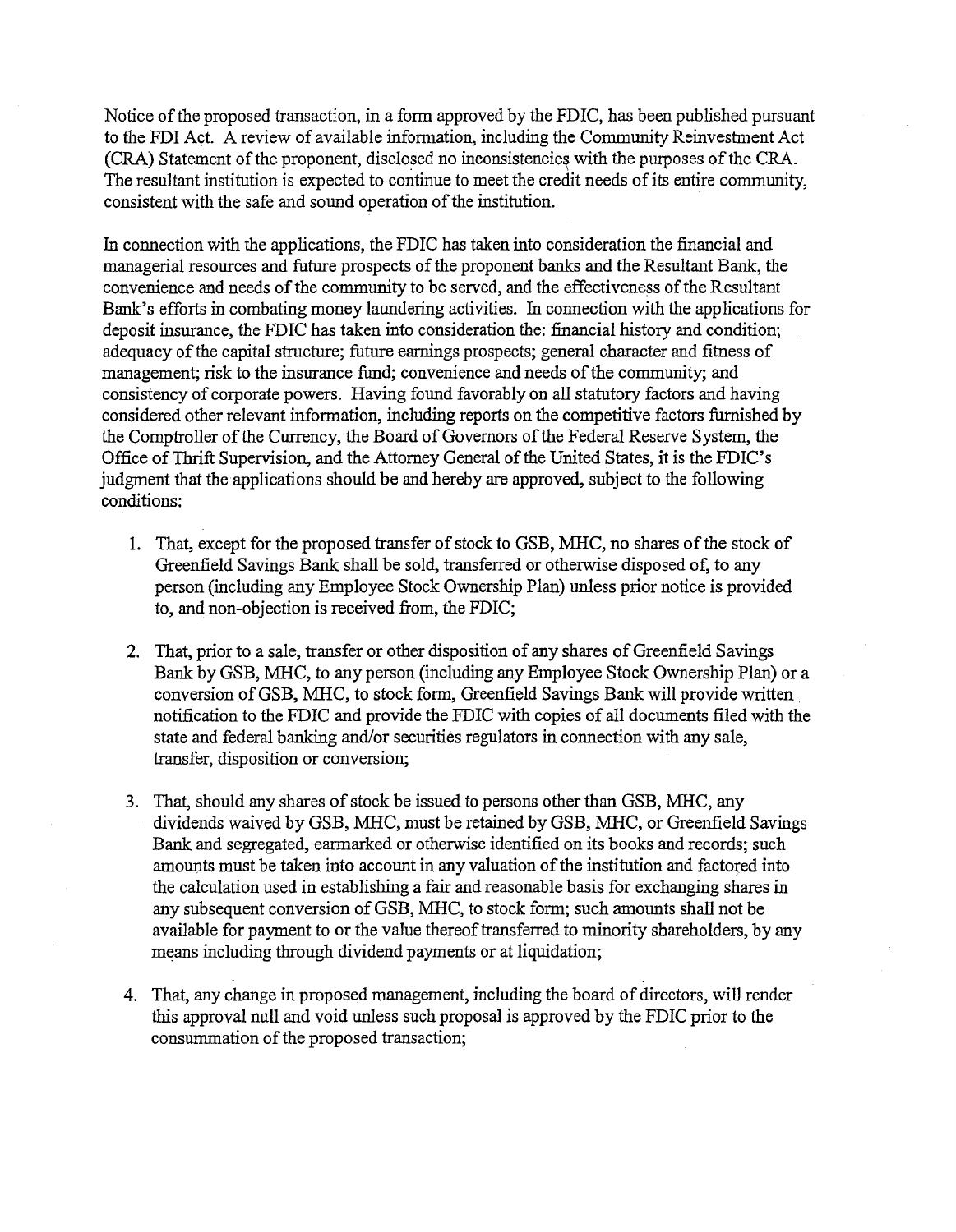Notice of the proposed transaction, in a form approved by the FDIC, has been published pursuant to the FDI Act. A review of available information, including the Community Reinvestment Act (CRA) Statement of the proponent, disclosed no inconsistencies with the purposes of the CRA. The resultant institution is expected to continue to meet the credit needs of its entire community, consistent with the safe and sound operation of the institution.

In connection with the applications, the FDIC has taken into consideration the financial and managerial resources and future prospects of the proponent banks and the Resultant Bank, the convenience and needs of the community to be served, and the effectiveness of the Resultant Bank's efforts in combating money laundering activities. In connection with the applications for deposit insurance, the FDIC has taken into consideration the: financial history and condition; adequacy of the capital structure; future earnings prospects; general character and fitness of management; risk to the insurance fund; convenience and needs of the community; and consistency of corporate powers. Having found favorably on all statutory factors and having considered other relevant information, including reports on the competitive factors furnished by the Comptroller of the Currency, the Board of Governors of the Federal Reserve System, the Office of Thrift Supervision, and the Attorney General of the United States, it is the FDIC's judgment that the applications should be and hereby are approved, subject to the following conditions:

1. That, except for the proposed transfer of stock to GSB, MHC, no shares of the stock of Greenfield Savings Bank shall be sold, transferred or otherwise disposed of, to any person (including any Employee Stock Ownership Plan) unless prior notice is provided to, and non-objection is received from, the FDIC;

2. That, prior to a sale, transfer or other disposition of any shares of Greenfield Savings Bank by GSB, MHC, to any person (including any Employee Stock Ownership Plan) or a conversion of GSB, MHC, to stock form, Greenfield Savings Bank will provide written notification to the FDIC and provide the FDIC with copies of all documents filed with the state and federal banking and/or securities regulators in connection with any sale, transfer, disposition or conversion;

3. That, should any shares of stock be issued to persons other than GSB, MHC, any dividends waived by GSB, MHC, must be retained by GSB, MHC, or Greenfield Savings Bank and segregated, earmarked or otherwise identified on its books and records; such amounts must be taken into account in any valuation of the institution and factored into the calculation used in establishing a fair and reasonable basis for exchanging shares in any subsequent conversion of GSB, MHC, to stock form; such amounts shall not be available for payment to or the value thereof transferred to minority shareholders, by any means including through dividend payments or at liquidation;

4. That, any change in proposed management, including the board of directors, will render this approval null and void unless such proposal is approved by the FDIC prior to the consummation of the proposed transaction;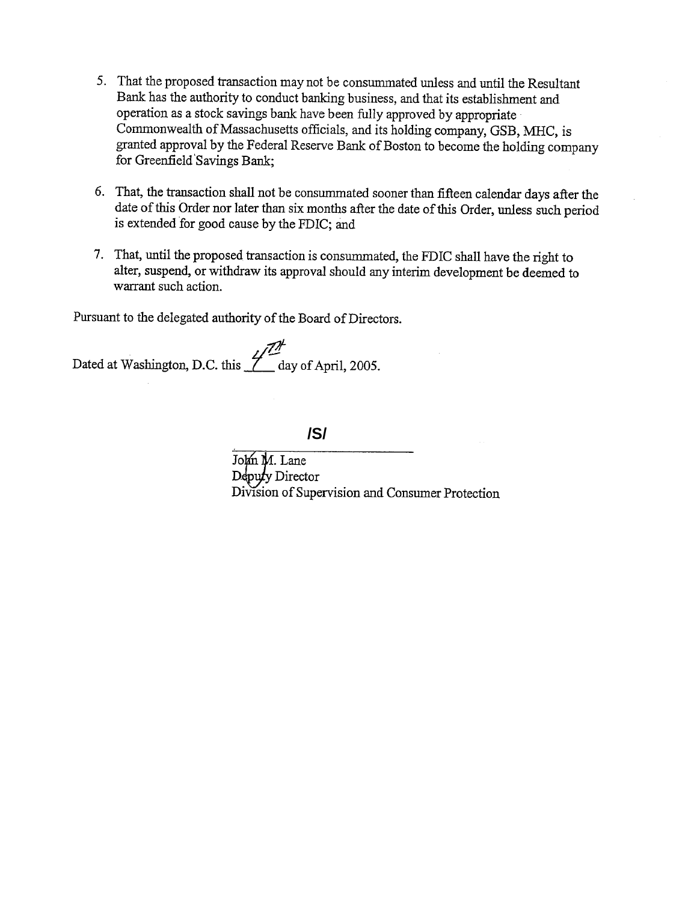5. That the proposed transaction may not be consummated unless and until the Resultant Bank has the authority to conduct banking business, and that its establishment and operation as a stock savings bank have been fully approved by appropriate Commonwealth of Massachusetts officials, and its holding company, GSB, MHC, is granted approval by the Federal Reserve Bank of Boston to become the holding company for Greenfield Savings Bank;

6. That, the transaction shall not be consummated sooner than fifteen calendar days after the date of this Order nor later than six months after the date of this Order, unless such period is extended for good cause by the FDIC; and

7. That, until the proposed transaction is consummated, the FDIC shall have the right to alter, suspend, or withdraw its approval should any interim development be deemed to warrant such action.

Pursuant to the delegated authority of the Board of Directors.

Dated at Washington, D.C. this 7th day of April, 2005.

/S/

John M. Lane
Deputy Director
Division of Supervision and Consumer Protection